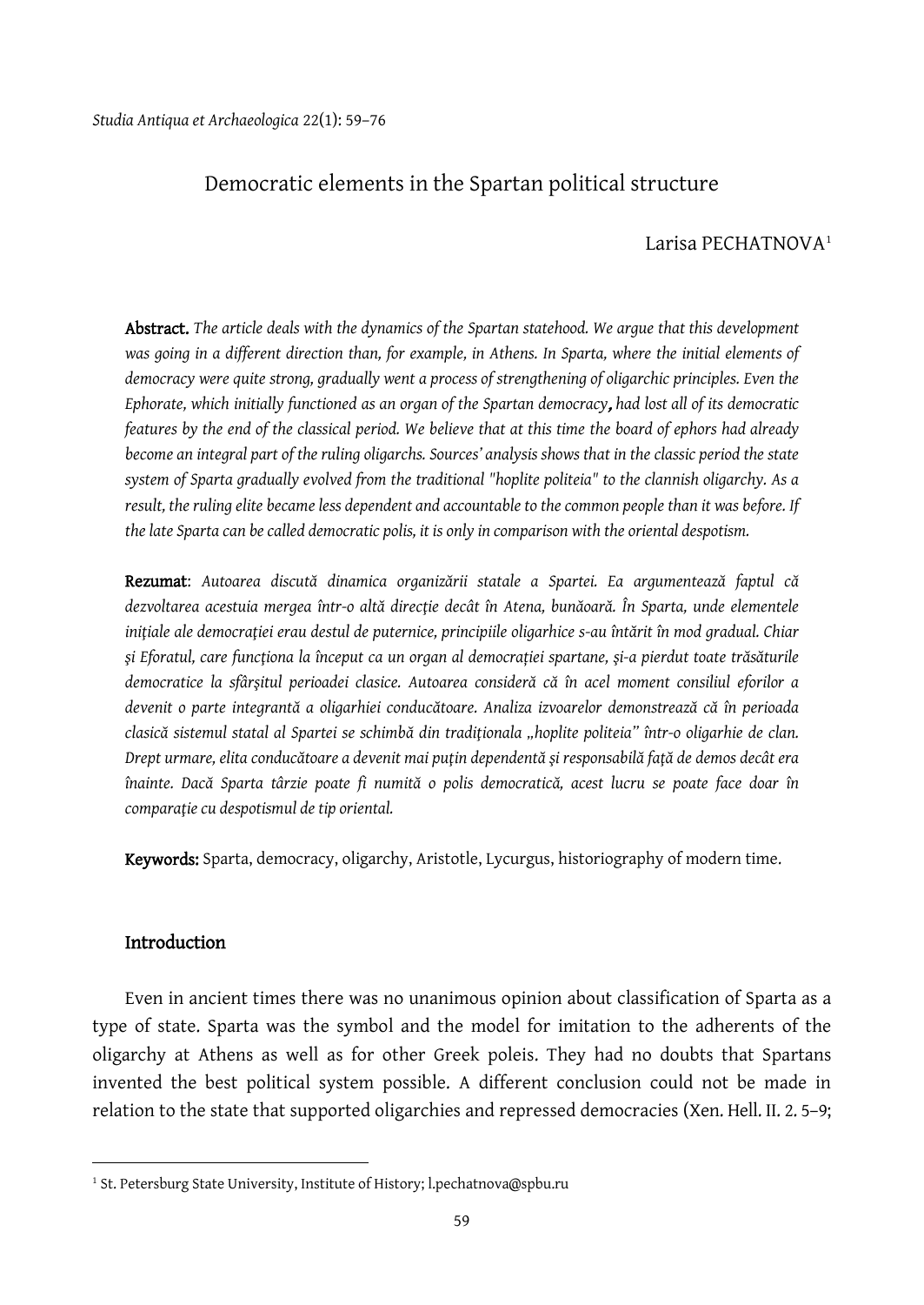*Studia Antiqua et Archaeologica* 22(1): 59–76

# Democratic elements in the Spartan political structure

Larisa PECHATNOVA[1]

**Abstract.** *The article deals with the dynamics of the Spartan statehood. We argue that this development was going in a different direction than, for example, in Athens. In Sparta, where the initial elements of democracy were quite strong, gradually went a process of strengthening of oligarchic principles. Even the Ephorate, which initially functioned as an organ of the Spartan democracy, had lost all of its democratic features by the end of the classical period. We believe that at this time the board of ephors had already become an integral part of the ruling oligarchs. Sources' analysis shows that in the classic period the state system of Sparta gradually evolved from the traditional "hoplite politeia" to the clannish oligarchy. As a result, the ruling elite became less dependent and accountable to the common people than it was before. If the late Sparta can be called democratic polis, it is only in comparison with the oriental despotism.*

**Rezumat**: *Autoarea discută dinamica organizării statale a Spartei. Ea argumentează faptul că dezvoltarea acestuia mergea într-o altă direcţie decât în Atena, bunăoară. În Sparta, unde elementele iniţiale ale democraţiei erau destul de puternice, principiile oligarhice s-au întărit în mod gradual. Chiar şi Eforatul, care funcţiona la început ca un organ al democraţiei spartane, şi-a pierdut toate trăsăturile democratice la sfârşitul perioadei clasice. Autoarea consideră că în acel moment consiliul eforilor a devenit o parte integrantă a oligarhiei conducătoare. Analiza izvoarelor demonstrează că în perioada clasică sistemul statal al Spartei se schimbă din tradiţionala „hoplite politeia" într-o oligarhie de clan. Drept urmare, elita conducătoare a devenit mai puţin dependentă şi responsabilă faţă de demos decât era înainte. Dacă Sparta târzie poate fi numită o polis democratică, acest lucru se poate face doar în comparaţie cu despotismul de tip oriental.*

**Keywords:** Sparta, democracy, oligarchy, Aristotle, Lycurgus, historiography of modern time.

## Introduction

Even in ancient times there was no unanimous opinion about classification of Sparta as a type of state. Sparta was the symbol and the model for imitation to the adherents of the oligarchy at Athens as well as for other Greek poleis. They had no doubts that Spartans invented the best political system possible. A different conclusion could not be made in relation to the state that supported oligarchies and repressed democracies (Xen. Hell. II. 2. 5–9;

[1] St. Petersburg State University, Institute of History; l.pechatnova@spbu.ru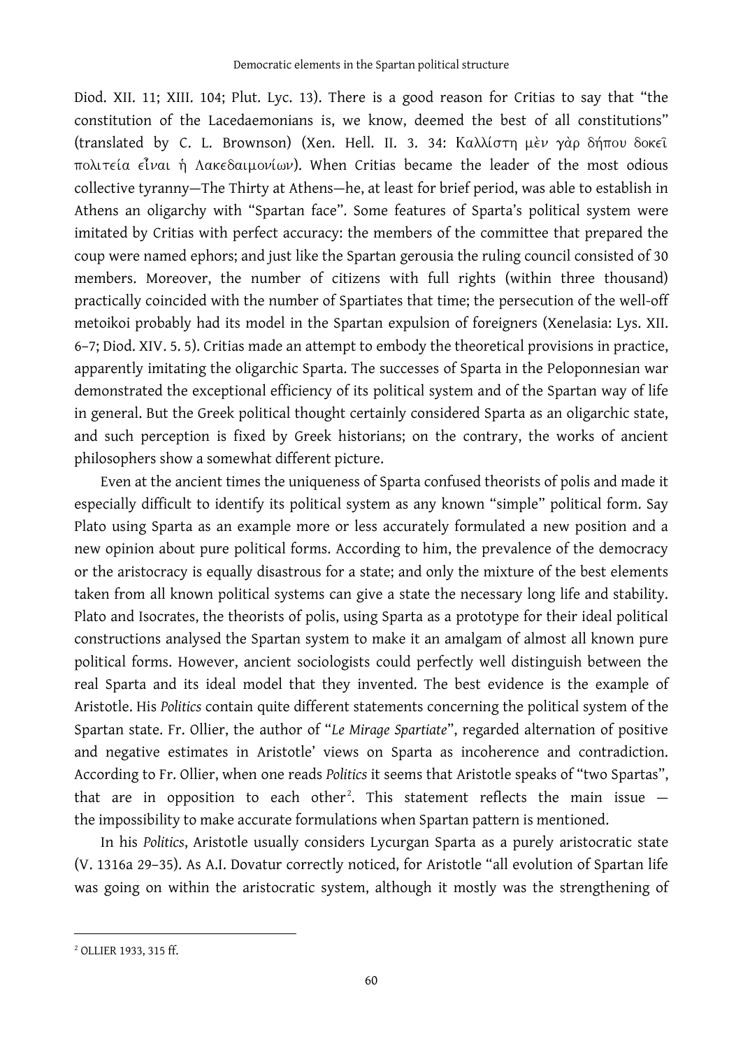Diod. XII. 11; XIII. 104; Plut. Lyc. 13). There is a good reason for Critias to say that "the constitution of the Lacedaemonians is, we know, deemed the best of all constitutions" (translated by C. L. Brownson) (Xen. Hell. II. 3. 34: Καλλίστη μὲν γὰρ δήπου δοκεῖ πολιτεία εἶναι ἡ Λακεδαιμονίων). When Critias became the leader of the most odious collective tyranny—The Thirty at Athens—he, at least for brief period, was able to establish in Athens an oligarchy with "Spartan face". Some features of Sparta's political system were imitated by Critias with perfect accuracy: the members of the committee that prepared the coup were named ephors; and just like the Spartan gerousia the ruling council consisted of 30 members. Moreover, the number of citizens with full rights (within three thousand) practically coincided with the number of Spartiates that time; the persecution of the well-off metoikoi probably had its model in the Spartan expulsion of foreigners (Xenelasia: Lys. XII. 6–7; Diod. XIV. 5. 5). Critias made an attempt to embody the theoretical provisions in practice, apparently imitating the oligarchic Sparta. The successes of Sparta in the Peloponnesian war demonstrated the exceptional efficiency of its political system and of the Spartan way of life in general. But the Greek political thought certainly considered Sparta as an oligarchic state, and such perception is fixed by Greek historians; on the contrary, the works of ancient philosophers show a somewhat different picture.

Even at the ancient times the uniqueness of Sparta confused theorists of polis and made it especially difficult to identify its political system as any known "simple" political form. Say Plato using Sparta as an example more or less accurately formulated a new position and a new opinion about pure political forms. According to him, the prevalence of the democracy or the aristocracy is equally disastrous for a state; and only the mixture of the best elements taken from all known political systems can give a state the necessary long life and stability. Plato and Isocrates, the theorists of polis, using Sparta as a prototype for their ideal political constructions analysed the Spartan system to make it an amalgam of almost all known pure political forms. However, ancient sociologists could perfectly well distinguish between the real Sparta and its ideal model that they invented. The best evidence is the example of Aristotle. His *Politics* contain quite different statements concerning the political system of the Spartan state. Fr. Ollier, the author of "*Le Mirage Spartiate*", regarded alternation of positive and negative estimates in Aristotle' views on Sparta as incoherence and contradiction. According to Fr. Ollier, when one reads *Politics* it seems that Aristotle speaks of "two Spartas", that are in opposition to each other[2]. This statement reflects the main issue — the impossibility to make accurate formulations when Spartan pattern is mentioned.

In his *Politics*, Aristotle usually considers Lycurgan Sparta as a purely aristocratic state (V. 1316a 29–35). As A.I. Dovatur correctly noticed, for Aristotle "all evolution of Spartan life was going on within the aristocratic system, although it mostly was the strengthening of

---

[2] OLLIER 1933, 315 ff.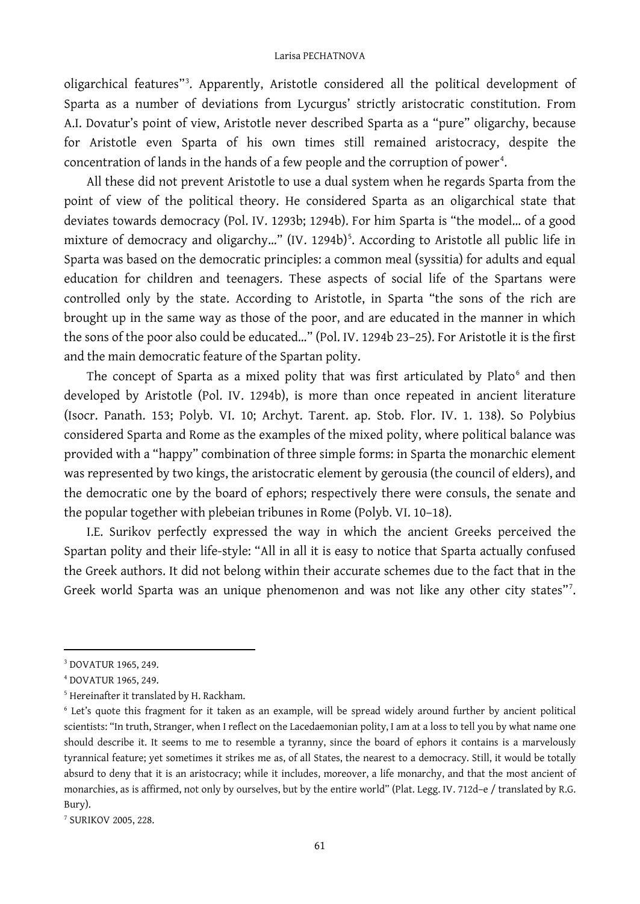oligarchical features"[3]. Apparently, Aristotle considered all the political development of Sparta as a number of deviations from Lycurgus' strictly aristocratic constitution. From A.I. Dovatur's point of view, Aristotle never described Sparta as a "pure" oligarchy, because for Aristotle even Sparta of his own times still remained aristocracy, despite the concentration of lands in the hands of a few people and the corruption of power[4].

All these did not prevent Aristotle to use a dual system when he regards Sparta from the point of view of the political theory. He considered Sparta as an oligarchical state that deviates towards democracy (Pol. IV. 1293b; 1294b). For him Sparta is "the model... of a good mixture of democracy and oligarchy..." (IV. 1294b)[5]. According to Aristotle all public life in Sparta was based on the democratic principles: a common meal (syssitia) for adults and equal education for children and teenagers. These aspects of social life of the Spartans were controlled only by the state. According to Aristotle, in Sparta "the sons of the rich are brought up in the same way as those of the poor, and are educated in the manner in which the sons of the poor also could be educated..." (Pol. IV. 1294b 23–25). For Aristotle it is the first and the main democratic feature of the Spartan polity.

The concept of Sparta as a mixed polity that was first articulated by Plato[6] and then developed by Aristotle (Pol. IV. 1294b), is more than once repeated in ancient literature (Isocr. Panath. 153; Polyb. VI. 10; Archyt. Tarent. ap. Stob. Flor. IV. 1. 138). So Polybius considered Sparta and Rome as the examples of the mixed polity, where political balance was provided with a "happy" combination of three simple forms: in Sparta the monarchic element was represented by two kings, the aristocratic element by gerousia (the council of elders), and the democratic one by the board of ephors; respectively there were consuls, the senate and the popular together with plebeian tribunes in Rome (Polyb. VI. 10–18).

I.E. Surikov perfectly expressed the way in which the ancient Greeks perceived the Spartan polity and their life-style: "All in all it is easy to notice that Sparta actually confused the Greek authors. It did not belong within their accurate schemes due to the fact that in the Greek world Sparta was an unique phenomenon and was not like any other city states"[7].

---

[3] DOVATUR 1965, 249.

[4] DOVATUR 1965, 249.

[5] Hereinafter it translated by H. Rackham.

[6] Let's quote this fragment for it taken as an example, will be spread widely around further by ancient political scientists: "In truth, Stranger, when I reflect on the Lacedaemonian polity, I am at a loss to tell you by what name one should describe it. It seems to me to resemble a tyranny, since the board of ephors it contains is a marvelously tyrannical feature; yet sometimes it strikes me as, of all States, the nearest to a democracy. Still, it would be totally absurd to deny that it is an aristocracy; while it includes, moreover, a life monarchy, and that the most ancient of monarchies, as is affirmed, not only by ourselves, but by the entire world" (Plat. Legg. IV. 712d–e / translated by R.G. Bury).

[7] SURIKOV 2005, 228.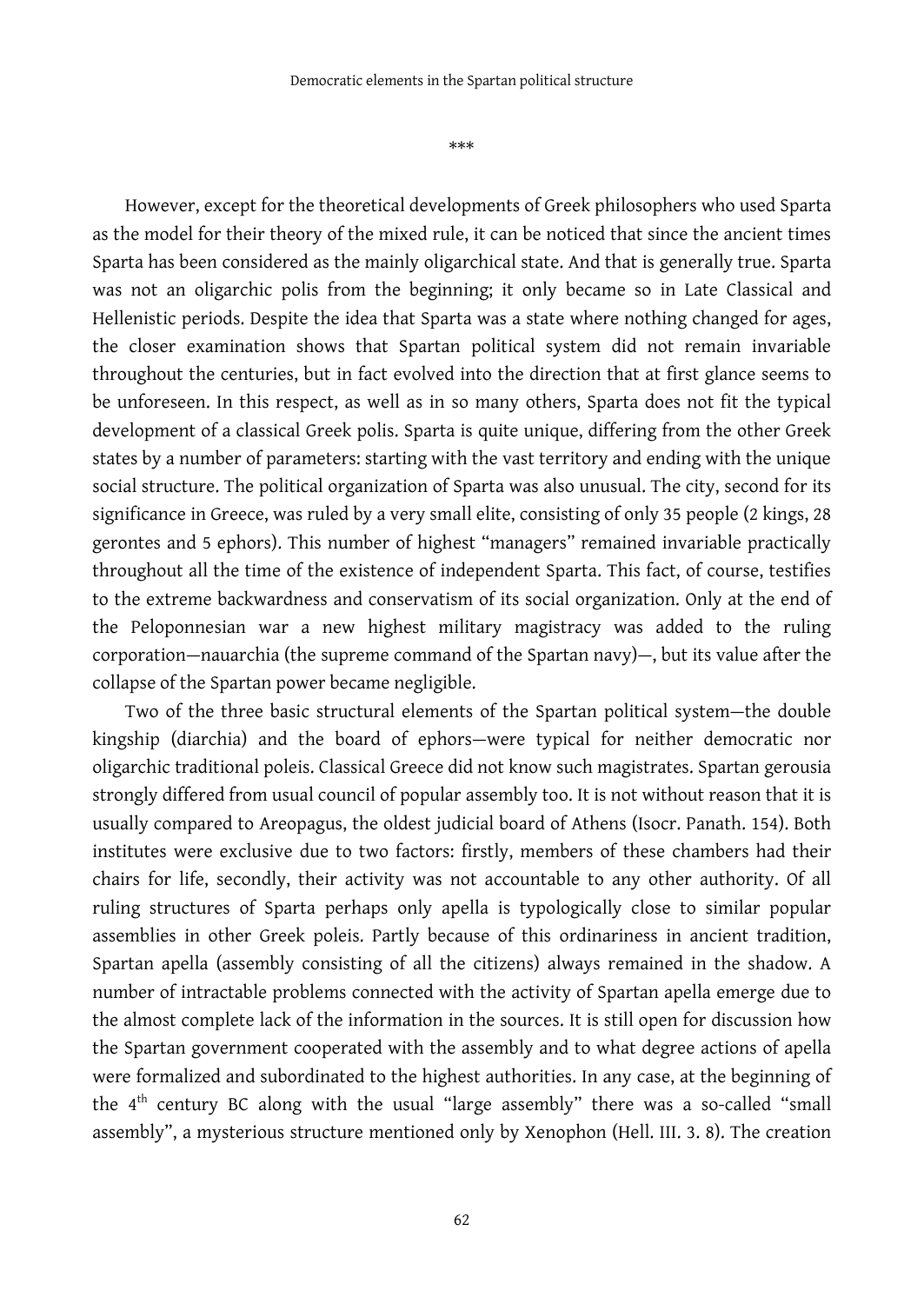\*\*\*

However, except for the theoretical developments of Greek philosophers who used Sparta as the model for their theory of the mixed rule, it can be noticed that since the ancient times Sparta has been considered as the mainly oligarchical state. And that is generally true. Sparta was not an oligarchic polis from the beginning; it only became so in Late Classical and Hellenistic periods. Despite the idea that Sparta was a state where nothing changed for ages, the closer examination shows that Spartan political system did not remain invariable throughout the centuries, but in fact evolved into the direction that at first glance seems to be unforeseen. In this respect, as well as in so many others, Sparta does not fit the typical development of a classical Greek polis. Sparta is quite unique, differing from the other Greek states by a number of parameters: starting with the vast territory and ending with the unique social structure. The political organization of Sparta was also unusual. The city, second for its significance in Greece, was ruled by a very small elite, consisting of only 35 people (2 kings, 28 gerontes and 5 ephors). This number of highest "managers" remained invariable practically throughout all the time of the existence of independent Sparta. This fact, of course, testifies to the extreme backwardness and conservatism of its social organization. Only at the end of the Peloponnesian war a new highest military magistracy was added to the ruling corporation—nauarchia (the supreme command of the Spartan navy)—, but its value after the collapse of the Spartan power became negligible.

Two of the three basic structural elements of the Spartan political system—the double kingship (diarchia) and the board of ephors—were typical for neither democratic nor oligarchic traditional poleis. Classical Greece did not know such magistrates. Spartan gerousia strongly differed from usual council of popular assembly too. It is not without reason that it is usually compared to Areopagus, the oldest judicial board of Athens (Isocr. Panath. 154). Both institutes were exclusive due to two factors: firstly, members of these chambers had their chairs for life, secondly, their activity was not accountable to any other authority. Of all ruling structures of Sparta perhaps only apella is typologically close to similar popular assemblies in other Greek poleis. Partly because of this ordinariness in ancient tradition, Spartan apella (assembly consisting of all the citizens) always remained in the shadow. A number of intractable problems connected with the activity of Spartan apella emerge due to the almost complete lack of the information in the sources. It is still open for discussion how the Spartan government cooperated with the assembly and to what degree actions of apella were formalized and subordinated to the highest authorities. In any case, at the beginning of the 4th century BC along with the usual "large assembly" there was a so-called "small assembly", a mysterious structure mentioned only by Xenophon (Hell. III. 3. 8). The creation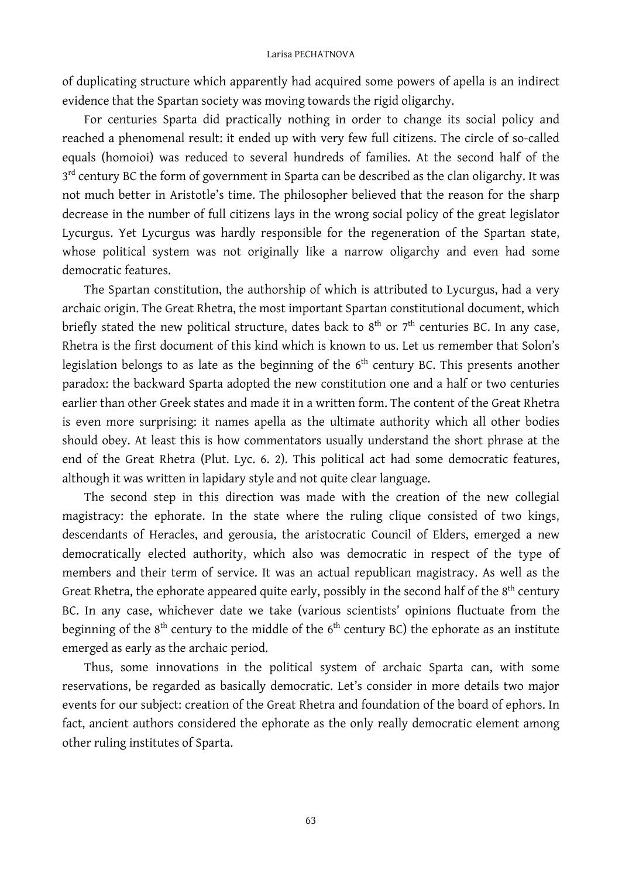of duplicating structure which apparently had acquired some powers of apella is an indirect evidence that the Spartan society was moving towards the rigid oligarchy.

For centuries Sparta did practically nothing in order to change its social policy and reached a phenomenal result: it ended up with very few full citizens. The circle of so-called equals (homoioi) was reduced to several hundreds of families. At the second half of the 3rd century BC the form of government in Sparta can be described as the clan oligarchy. It was not much better in Aristotle's time. The philosopher believed that the reason for the sharp decrease in the number of full citizens lays in the wrong social policy of the great legislator Lycurgus. Yet Lycurgus was hardly responsible for the regeneration of the Spartan state, whose political system was not originally like a narrow oligarchy and even had some democratic features.

The Spartan constitution, the authorship of which is attributed to Lycurgus, had a very archaic origin. The Great Rhetra, the most important Spartan constitutional document, which briefly stated the new political structure, dates back to 8th or 7th centuries BC. In any case, Rhetra is the first document of this kind which is known to us. Let us remember that Solon's legislation belongs to as late as the beginning of the 6th century BC. This presents another paradox: the backward Sparta adopted the new constitution one and a half or two centuries earlier than other Greek states and made it in a written form. The content of the Great Rhetra is even more surprising: it names apella as the ultimate authority which all other bodies should obey. At least this is how commentators usually understand the short phrase at the end of the Great Rhetra (Plut. Lyc. 6. 2). This political act had some democratic features, although it was written in lapidary style and not quite clear language.

The second step in this direction was made with the creation of the new collegial magistracy: the ephorate. In the state where the ruling clique consisted of two kings, descendants of Heracles, and gerousia, the aristocratic Council of Elders, emerged a new democratically elected authority, which also was democratic in respect of the type of members and their term of service. It was an actual republican magistracy. As well as the Great Rhetra, the ephorate appeared quite early, possibly in the second half of the 8th century BC. In any case, whichever date we take (various scientists' opinions fluctuate from the beginning of the 8th century to the middle of the 6th century BC) the ephorate as an institute emerged as early as the archaic period.

Thus, some innovations in the political system of archaic Sparta can, with some reservations, be regarded as basically democratic. Let's consider in more details two major events for our subject: creation of the Great Rhetra and foundation of the board of ephors. In fact, ancient authors considered the ephorate as the only really democratic element among other ruling institutes of Sparta.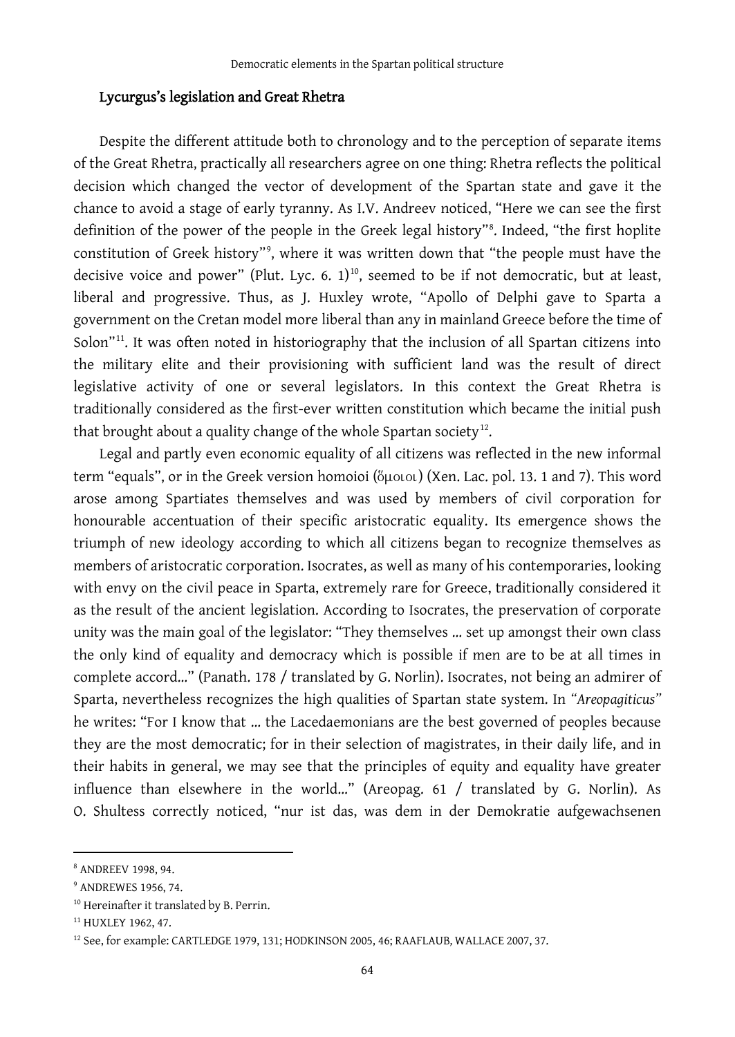## Lycurgus's legislation and Great Rhetra

Despite the different attitude both to chronology and to the perception of separate items of the Great Rhetra, practically all researchers agree on one thing: Rhetra reflects the political decision which changed the vector of development of the Spartan state and gave it the chance to avoid a stage of early tyranny. As I.V. Andreev noticed, "Here we can see the first definition of the power of the people in the Greek legal history"[8]. Indeed, "the first hoplite constitution of Greek history"[9], where it was written down that "the people must have the decisive voice and power" (Plut. Lyc. 6. 1)[10], seemed to be if not democratic, but at least, liberal and progressive. Thus, as J. Huxley wrote, "Apollo of Delphi gave to Sparta a government on the Cretan model more liberal than any in mainland Greece before the time of Solon"[11]. It was often noted in historiography that the inclusion of all Spartan citizens into the military elite and their provisioning with sufficient land was the result of direct legislative activity of one or several legislators. In this context the Great Rhetra is traditionally considered as the first-ever written constitution which became the initial push that brought about a quality change of the whole Spartan society[12].

Legal and partly even economic equality of all citizens was reflected in the new informal term "equals", or in the Greek version homoioi (ὅμοιοι) (Xen. Lac. pol. 13. 1 and 7). This word arose among Spartiates themselves and was used by members of civil corporation for honourable accentuation of their specific aristocratic equality. Its emergence shows the triumph of new ideology according to which all citizens began to recognize themselves as members of aristocratic corporation. Isocrates, as well as many of his contemporaries, looking with envy on the civil peace in Sparta, extremely rare for Greece, traditionally considered it as the result of the ancient legislation. According to Isocrates, the preservation of corporate unity was the main goal of the legislator: "They themselves … set up amongst their own class the only kind of equality and democracy which is possible if men are to be at all times in complete accord…" (Panath. 178 / translated by G. Norlin). Isocrates, not being an admirer of Sparta, nevertheless recognizes the high qualities of Spartan state system. In "*Areopagiticus*" he writes: "For I know that … the Lacedaemonians are the best governed of peoples because they are the most democratic; for in their selection of magistrates, in their daily life, and in their habits in general, we may see that the principles of equity and equality have greater influence than elsewhere in the world…" (Areopag. 61 / translated by G. Norlin). As O. Shultess correctly noticed, "nur ist das, was dem in der Demokratie aufgewachsenen

---

[8] ANDREEV 1998, 94.

[9] ANDREWES 1956, 74.

[10] Hereinafter it translated by B. Perrin.

[11] HUXLEY 1962, 47.

[12] See, for example: CARTLEDGE 1979, 131; HODKINSON 2005, 46; RAAFLAUB, WALLACE 2007, 37.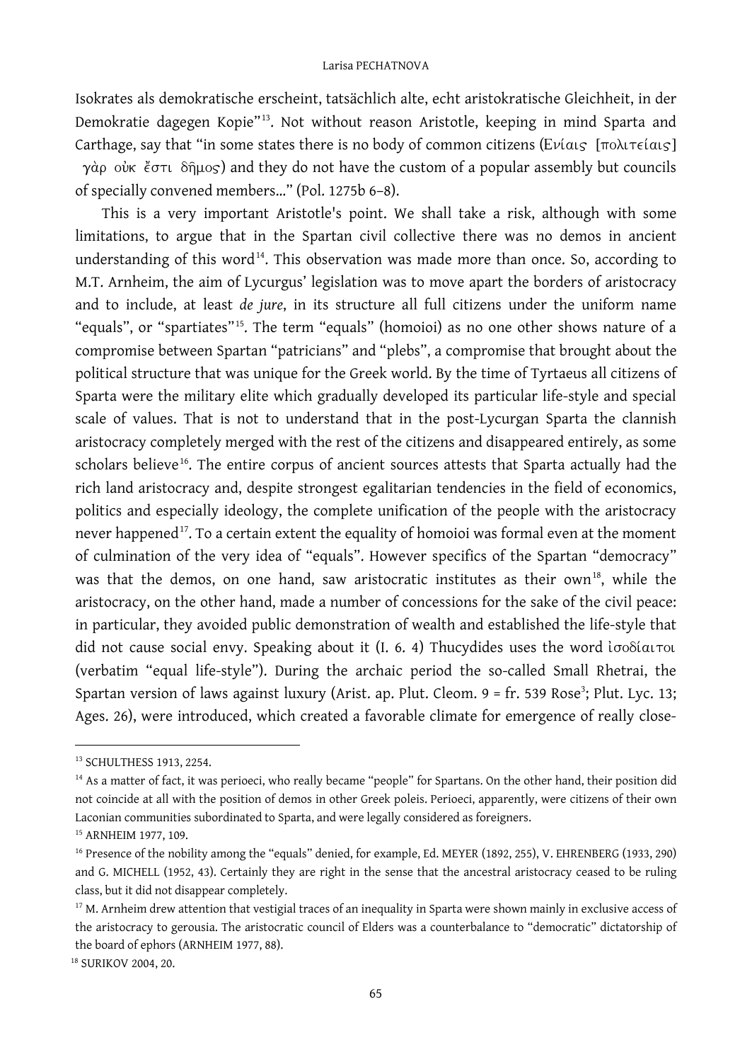Isokrates als demokratische erscheint, tatsächlich alte, echt aristokratische Gleichheit, in der Demokratie dagegen Kopie"[13]. Not without reason Aristotle, keeping in mind Sparta and Carthage, say that "in some states there is no body of common citizens (Ἐνίαις [πολιτείαις] γὰρ οὐκ ἔστι δῆμος) and they do not have the custom of a popular assembly but councils of specially convened members..." (Pol. 1275b 6–8).

This is a very important Aristotle's point. We shall take a risk, although with some limitations, to argue that in the Spartan civil collective there was no demos in ancient understanding of this word[14]. This observation was made more than once. So, according to M.T. Arnheim, the aim of Lycurgus' legislation was to move apart the borders of aristocracy and to include, at least *de jure*, in its structure all full citizens under the uniform name "equals", or "spartiates"[15]. The term "equals" (homoioi) as no one other shows nature of a compromise between Spartan "patricians" and "plebs", a compromise that brought about the political structure that was unique for the Greek world. By the time of Tyrtaeus all citizens of Sparta were the military elite which gradually developed its particular life-style and special scale of values. That is not to understand that in the post-Lycurgan Sparta the clannish aristocracy completely merged with the rest of the citizens and disappeared entirely, as some scholars believe[16]. The entire corpus of ancient sources attests that Sparta actually had the rich land aristocracy and, despite strongest egalitarian tendencies in the field of economics, politics and especially ideology, the complete unification of the people with the aristocracy never happened[17]. To a certain extent the equality of homoioi was formal even at the moment of culmination of the very idea of "equals". However specifics of the Spartan "democracy" was that the demos, on one hand, saw aristocratic institutes as their own[18], while the aristocracy, on the other hand, made a number of concessions for the sake of the civil peace: in particular, they avoided public demonstration of wealth and established the life-style that did not cause social envy. Speaking about it (I. 6. 4) Thucydides uses the word ἰσοδίαιτοι (verbatim "equal life-style"). During the archaic period the so-called Small Rhetrai, the Spartan version of laws against luxury (Arist. ap. Plut. Cleom. 9 = fr. 539 Rose[3]; Plut. Lyc. 13; Ages. 26), were introduced, which created a favorable climate for emergence of really close-

---

[13] SCHULTHESS 1913, 2254.

[14] As a matter of fact, it was perioeci, who really became "people" for Spartans. On the other hand, their position did not coincide at all with the position of demos in other Greek poleis. Perioeci, apparently, were citizens of their own Laconian communities subordinated to Sparta, and were legally considered as foreigners.

[15] ARNHEIM 1977, 109.

[16] Presence of the nobility among the "equals" denied, for example, Ed. MEYER (1892, 255), V. EHRENBERG (1933, 290) and G. MICHELL (1952, 43). Certainly they are right in the sense that the ancestral aristocracy ceased to be ruling class, but it did not disappear completely.

[17] M. Arnheim drew attention that vestigial traces of an inequality in Sparta were shown mainly in exclusive access of the aristocracy to gerousia. The aristocratic council of Elders was a counterbalance to "democratic" dictatorship of the board of ephors (ARNHEIM 1977, 88).

[18] SURIKOV 2004, 20.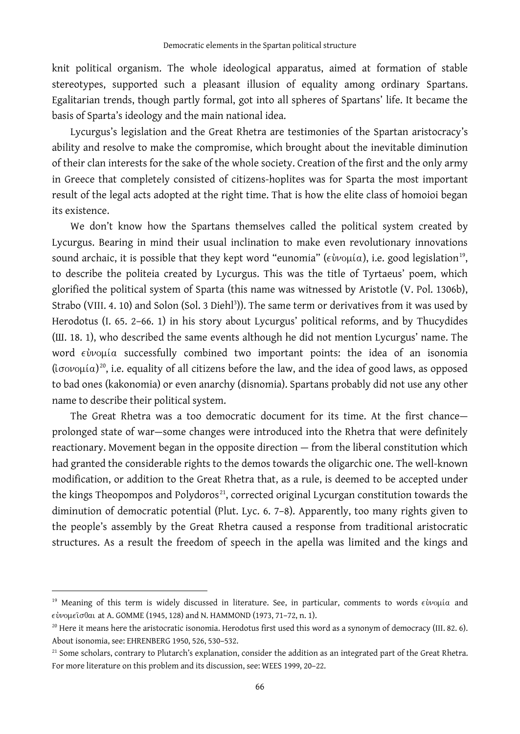knit political organism. The whole ideological apparatus, aimed at formation of stable stereotypes, supported such a pleasant illusion of equality among ordinary Spartans. Egalitarian trends, though partly formal, got into all spheres of Spartans' life. It became the basis of Sparta's ideology and the main national idea.

Lycurgus's legislation and the Great Rhetra are testimonies of the Spartan aristocracy's ability and resolve to make the compromise, which brought about the inevitable diminution of their clan interests for the sake of the whole society. Creation of the first and the only army in Greece that completely consisted of citizens-hoplites was for Sparta the most important result of the legal acts adopted at the right time. That is how the elite class of homoioi began its existence.

We don't know how the Spartans themselves called the political system created by Lycurgus. Bearing in mind their usual inclination to make even revolutionary innovations sound archaic, it is possible that they kept word "eunomia" (εὐνομία), i.e. good legislation[19], to describe the politeia created by Lycurgus. This was the title of Tyrtaeus' poem, which glorified the political system of Sparta (this name was witnessed by Aristotle (V. Pol. 1306b), Strabo (VIII. 4. 10) and Solon (Sol. 3 Diehl[3])). The same term or derivatives from it was used by Herodotus (I. 65. 2–66. 1) in his story about Lycurgus' political reforms, and by Thucydides (Ш. 18. 1), who described the same events although he did not mention Lycurgus' name. The word εὐνομία successfully combined two important points: the idea of an isonomia (ἰσονομία)[20], i.e. equality of all citizens before the law, and the idea of good laws, as opposed to bad ones (kakonomia) or even anarchy (disnomia). Spartans probably did not use any other name to describe their political system.

The Great Rhetra was a too democratic document for its time. At the first chance—prolonged state of war—some changes were introduced into the Rhetra that were definitely reactionary. Movement began in the opposite direction — from the liberal constitution which had granted the considerable rights to the demos towards the oligarchic one. The well-known modification, or addition to the Great Rhetra that, as a rule, is deemed to be accepted under the kings Theopompos and Polydoros[21], corrected original Lycurgan constitution towards the diminution of democratic potential (Plut. Lyc. 6. 7–8). Apparently, too many rights given to the people's assembly by the Great Rhetra caused a response from traditional aristocratic structures. As a result the freedom of speech in the apella was limited and the kings and

---

[19] Meaning of this term is widely discussed in literature. See, in particular, comments to words εὐνομία and εὐνομεῖσθαι at A. GOMME (1945, 128) and N. HAMMOND (1973, 71–72, n. 1).

[20] Here it means here the aristocratic isonomia. Herodotus first used this word as a synonym of democracy (III. 82. 6). About isonomia, see: EHRENBERG 1950, 526, 530–532.

[21] Some scholars, contrary to Plutarch's explanation, consider the addition as an integrated part of the Great Rhetra. For more literature on this problem and its discussion, see: WEES 1999, 20–22.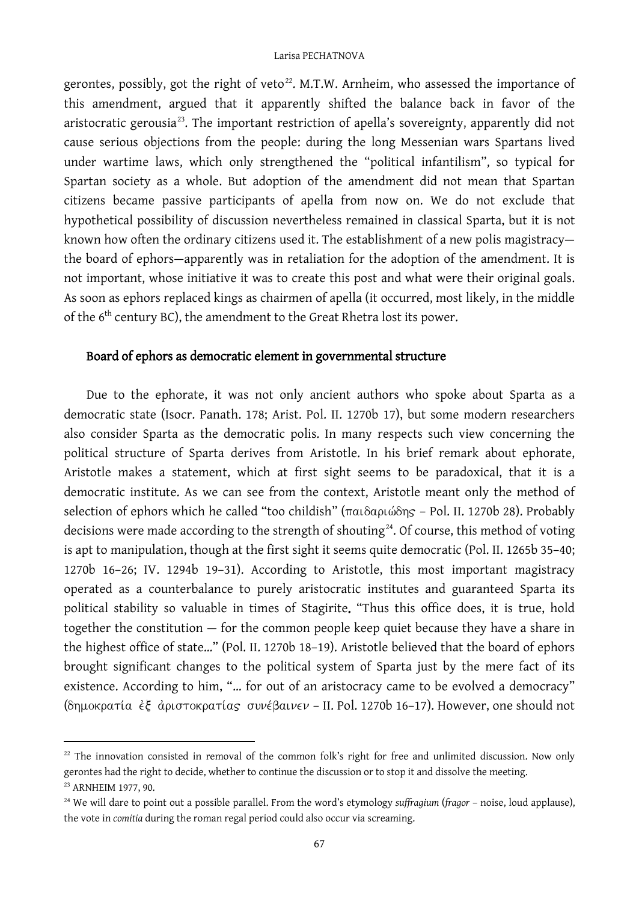gerontes, possibly, got the right of veto[22]. M.T.W. Arnheim, who assessed the importance of this amendment, argued that it apparently shifted the balance back in favor of the aristocratic gerousia[23]. The important restriction of apella's sovereignty, apparently did not cause serious objections from the people: during the long Messenian wars Spartans lived under wartime laws, which only strengthened the "political infantilism", so typical for Spartan society as a whole. But adoption of the amendment did not mean that Spartan citizens became passive participants of apella from now on. We do not exclude that hypothetical possibility of discussion nevertheless remained in classical Sparta, but it is not known how often the ordinary citizens used it. The establishment of a new polis magistracy—the board of ephors—apparently was in retaliation for the adoption of the amendment. It is not important, whose initiative it was to create this post and what were their original goals. As soon as ephors replaced kings as chairmen of apella (it occurred, most likely, in the middle of the 6th century BC), the amendment to the Great Rhetra lost its power.

## Board of ephors as democratic element in governmental structure

Due to the ephorate, it was not only ancient authors who spoke about Sparta as a democratic state (Isocr. Panath. 178; Arist. Pol. II. 1270b 17), but some modern researchers also consider Sparta as the democratic polis. In many respects such view concerning the political structure of Sparta derives from Aristotle. In his brief remark about ephorate, Aristotle makes a statement, which at first sight seems to be paradoxical, that it is a democratic institute. As we can see from the context, Aristotle meant only the method of selection of ephors which he called "too childish" (παιδαριώδης – Pol. II. 1270b 28). Probably decisions were made according to the strength of shouting[24]. Of course, this method of voting is apt to manipulation, though at the first sight it seems quite democratic (Pol. II. 1265b 35–40; 1270b 16–26; IV. 1294b 19–31). According to Aristotle, this most important magistracy operated as a counterbalance to purely aristocratic institutes and guaranteed Sparta its political stability so valuable in times of Stagirite. "Thus this office does, it is true, hold together the constitution — for the common people keep quiet because they have a share in the highest office of state..." (Pol. II. 1270b 18–19). Aristotle believed that the board of ephors brought significant changes to the political system of Sparta just by the mere fact of its existence. According to him, "... for out of an aristocracy came to be evolved a democracy" (δημοκρατία ἐξ ἀριστοκρατίας συνέβαινεν – II. Pol. 1270b 16–17). However, one should not

---

[22] The innovation consisted in removal of the common folk's right for free and unlimited discussion. Now only gerontes had the right to decide, whether to continue the discussion or to stop it and dissolve the meeting.

[23] ARNHEIM 1977, 90.

[24] We will dare to point out a possible parallel. From the word's etymology *suffragium* (*fragor* – noise, loud applause), the vote in *comitia* during the roman regal period could also occur via screaming.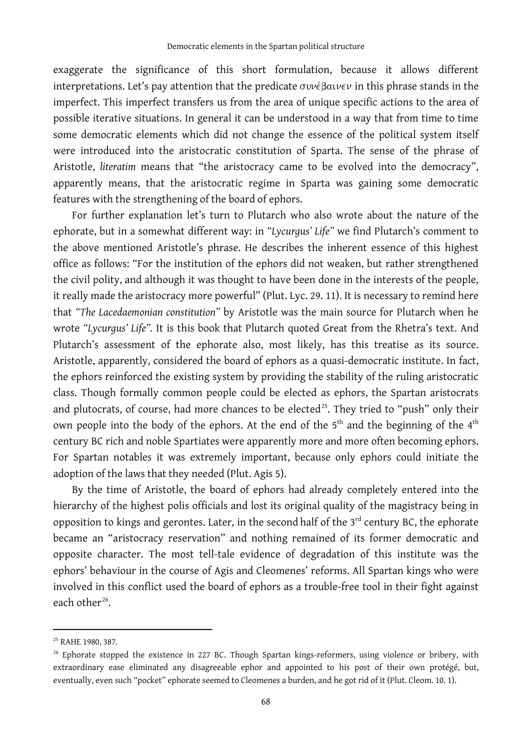exaggerate the significance of this short formulation, because it allows different interpretations. Let's pay attention that the predicate *συνέβαινεν* in this phrase stands in the imperfect. This imperfect transfers us from the area of unique specific actions to the area of possible iterative situations. In general it can be understood in a way that from time to time some democratic elements which did not change the essence of the political system itself were introduced into the aristocratic constitution of Sparta. The sense of the phrase of Aristotle, *literatim* means that "the aristocracy came to be evolved into the democracy", apparently means, that the aristocratic regime in Sparta was gaining some democratic features with the strengthening of the board of ephors.

For further explanation let's turn to Plutarch who also wrote about the nature of the ephorate, but in a somewhat different way: in *"Lycurgus' Life"* we find Plutarch's comment to the above mentioned Aristotle's phrase. He describes the inherent essence of this highest office as follows: "For the institution of the ephors did not weaken, but rather strengthened the civil polity, and although it was thought to have been done in the interests of the people, it really made the aristocracy more powerful" (Plut. Lyc. 29. 11). It is necessary to remind here that *"The Lacedaemonian constitution"* by Aristotle was the main source for Plutarch when he wrote *"Lycurgus' Life"*. It is this book that Plutarch quoted Great from the Rhetra's text. And Plutarch's assessment of the ephorate also, most likely, has this treatise as its source. Aristotle, apparently, considered the board of ephors as a quasi-democratic institute. In fact, the ephors reinforced the existing system by providing the stability of the ruling aristocratic class. Though formally common people could be elected as ephors, the Spartan aristocrats and plutocrats, of course, had more chances to be elected[25]. They tried to "push" only their own people into the body of the ephors. At the end of the 5th and the beginning of the 4th century BC rich and noble Spartiates were apparently more and more often becoming ephors. For Spartan notables it was extremely important, because only ephors could initiate the adoption of the laws that they needed (Plut. Agis 5).

By the time of Aristotle, the board of ephors had already completely entered into the hierarchy of the highest polis officials and lost its original quality of the magistracy being in opposition to kings and gerontes. Later, in the second half of the 3rd century BC, the ephorate became an "aristocracy reservation" and nothing remained of its former democratic and opposite character. The most tell-tale evidence of degradation of this institute was the ephors' behaviour in the course of Agis and Cleomenes' reforms. All Spartan kings who were involved in this conflict used the board of ephors as a trouble-free tool in their fight against each other[26].

---

[25] RAHE 1980, 387.

[26] Ephorate stopped the existence in 227 BC. Though Spartan kings-reformers, using violence or bribery, with extraordinary ease eliminated any disagreeable ephor and appointed to his post of their own protégé, but, eventually, even such "pocket" ephorate seemed to Cleomenes a burden, and he got rid of it (Plut. Cleom. 10. 1).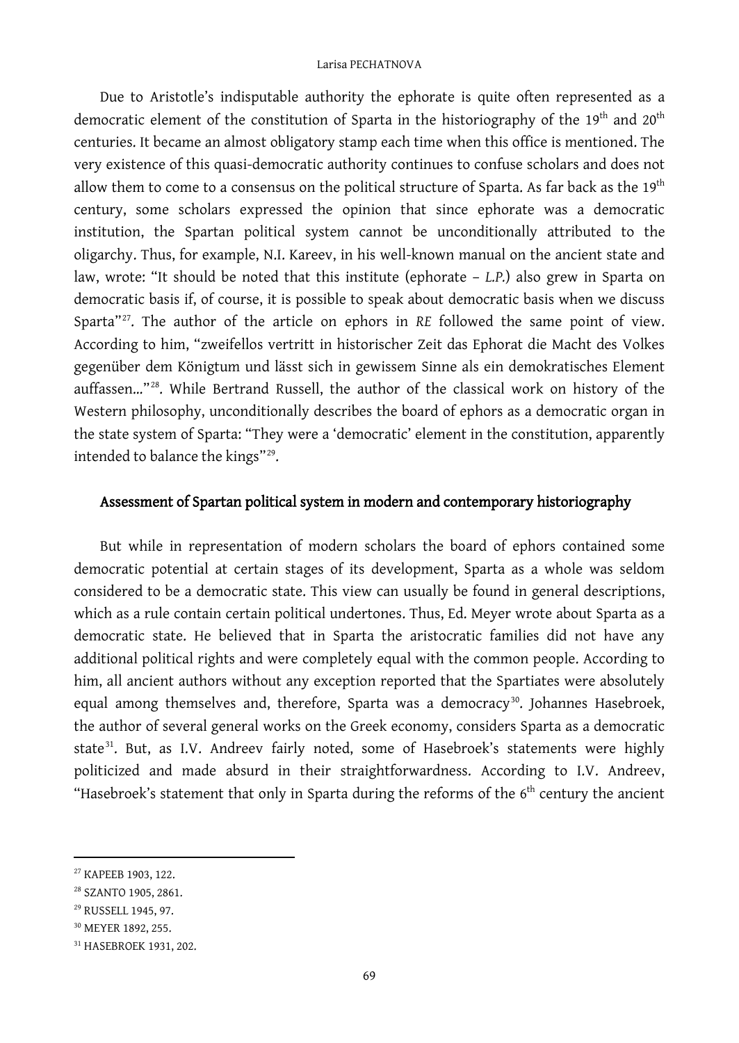Due to Aristotle's indisputable authority the ephorate is quite often represented as a democratic element of the constitution of Sparta in the historiography of the 19th and 20th centuries. It became an almost obligatory stamp each time when this office is mentioned. The very existence of this quasi-democratic authority continues to confuse scholars and does not allow them to come to a consensus on the political structure of Sparta. As far back as the 19th century, some scholars expressed the opinion that since ephorate was a democratic institution, the Spartan political system cannot be unconditionally attributed to the oligarchy. Thus, for example, N.I. Kareev, in his well-known manual on the ancient state and law, wrote: "It should be noted that this institute (ephorate – *L.P.*) also grew in Sparta on democratic basis if, of course, it is possible to speak about democratic basis when we discuss Sparta"[27]. The author of the article on ephors in *RE* followed the same point of view. According to him, "zweifellos vertritt in historischer Zeit das Ephorat die Macht des Volkes gegenüber dem Königtum und lässt sich in gewissem Sinne als ein demokratisches Element auffassen…"[28]. While Bertrand Russell, the author of the classical work on history of the Western philosophy, unconditionally describes the board of ephors as a democratic organ in the state system of Sparta: "They were a 'democratic' element in the constitution, apparently intended to balance the kings"[29].

## Assessment of Spartan political system in modern and contemporary historiography

But while in representation of modern scholars the board of ephors contained some democratic potential at certain stages of its development, Sparta as a whole was seldom considered to be a democratic state. This view can usually be found in general descriptions, which as a rule contain certain political undertones. Thus, Ed. Meyer wrote about Sparta as a democratic state. He believed that in Sparta the aristocratic families did not have any additional political rights and were completely equal with the common people. According to him, all ancient authors without any exception reported that the Spartiates were absolutely equal among themselves and, therefore, Sparta was a democracy[30]. Johannes Hasebroek, the author of several general works on the Greek economy, considers Sparta as a democratic state[31]. But, as I.V. Andreev fairly noted, some of Hasebroek's statements were highly politicized and made absurd in their straightforwardness. According to I.V. Andreev, "Hasebroek's statement that only in Sparta during the reforms of the 6th century the ancient

---

[27] КАРЕЕВ 1903, 122.

[28] SZANTO 1905, 2861.

[29] RUSSELL 1945, 97.

[30] MEYER 1892, 255.

[31] HASEBROEK 1931, 202.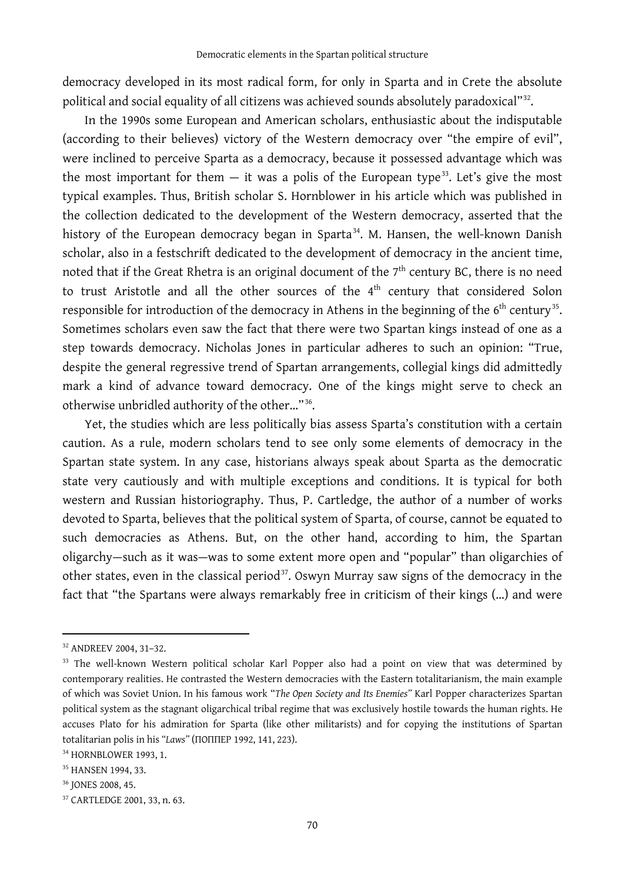democracy developed in its most radical form, for only in Sparta and in Crete the absolute political and social equality of all citizens was achieved sounds absolutely paradoxical"[32].

In the 1990s some European and American scholars, enthusiastic about the indisputable (according to their believes) victory of the Western democracy over "the empire of evil", were inclined to perceive Sparta as a democracy, because it possessed advantage which was the most important for them — it was a polis of the European type[33]. Let's give the most typical examples. Thus, British scholar S. Hornblower in his article which was published in the collection dedicated to the development of the Western democracy, asserted that the history of the European democracy began in Sparta[34]. M. Hansen, the well-known Danish scholar, also in a festschrift dedicated to the development of democracy in the ancient time, noted that if the Great Rhetra is an original document of the 7th century BC, there is no need to trust Aristotle and all the other sources of the 4th century that considered Solon responsible for introduction of the democracy in Athens in the beginning of the 6th century[35]. Sometimes scholars even saw the fact that there were two Spartan kings instead of one as a step towards democracy. Nicholas Jones in particular adheres to such an opinion: "True, despite the general regressive trend of Spartan arrangements, collegial kings did admittedly mark a kind of advance toward democracy. One of the kings might serve to check an otherwise unbridled authority of the other…"[36].

Yet, the studies which are less politically bias assess Sparta's constitution with a certain caution. As a rule, modern scholars tend to see only some elements of democracy in the Spartan state system. In any case, historians always speak about Sparta as the democratic state very cautiously and with multiple exceptions and conditions. It is typical for both western and Russian historiography. Thus, P. Cartledge, the author of a number of works devoted to Sparta, believes that the political system of Sparta, of course, cannot be equated to such democracies as Athens. But, on the other hand, according to him, the Spartan oligarchy—such as it was—was to some extent more open and "popular" than oligarchies of other states, even in the classical period[37]. Oswyn Murray saw signs of the democracy in the fact that "the Spartans were always remarkably free in criticism of their kings (…) and were

---

[32] ANDREEV 2004, 31–32.

[33] The well-known Western political scholar Karl Popper also had a point on view that was determined by contemporary realities. He contrasted the Western democracies with the Eastern totalitarianism, the main example of which was Soviet Union. In his famous work "*The Open Society and Its Enemies*" Karl Popper characterizes Spartan political system as the stagnant oligarchical tribal regime that was exclusively hostile towards the human rights. He accuses Plato for his admiration for Sparta (like other militarists) and for copying the institutions of Spartan totalitarian polis in his "*Laws*" (ПОППЕР 1992, 141, 223).

[34] HORNBLOWER 1993, 1.

[35] HANSEN 1994, 33.

[36] JONES 2008, 45.

[37] CARTLEDGE 2001, 33, n. 63.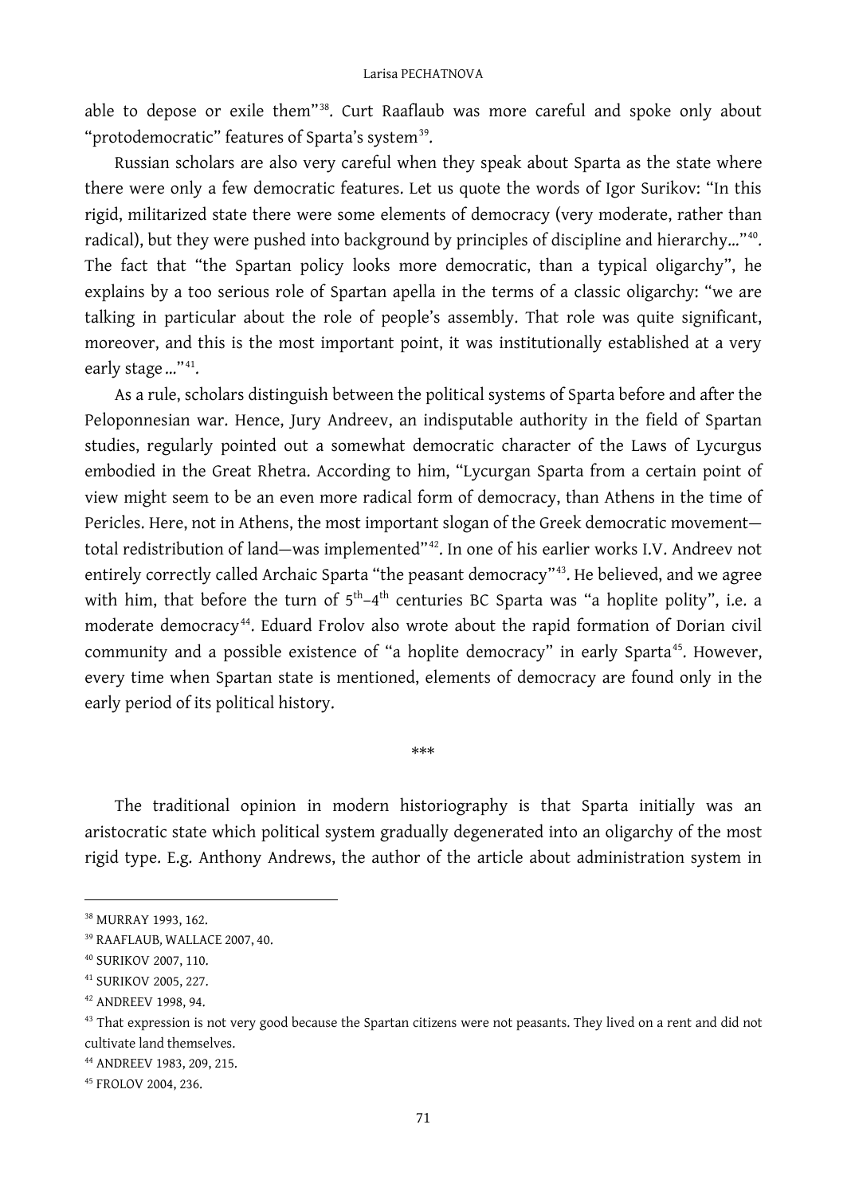able to depose or exile them"[38]. Curt Raaflaub was more careful and spoke only about "protodemocratic" features of Sparta's system[39].

Russian scholars are also very careful when they speak about Sparta as the state where there were only a few democratic features. Let us quote the words of Igor Surikov: "In this rigid, militarized state there were some elements of democracy (very moderate, rather than radical), but they were pushed into background by principles of discipline and hierarchy..."[40]. The fact that "the Spartan policy looks more democratic, than a typical oligarchy", he explains by a too serious role of Spartan apella in the terms of a classic oligarchy: "we are talking in particular about the role of people's assembly. That role was quite significant, moreover, and this is the most important point, it was institutionally established at a very early stage ..."[41].

As a rule, scholars distinguish between the political systems of Sparta before and after the Peloponnesian war. Hence, Jury Andreev, an indisputable authority in the field of Spartan studies, regularly pointed out a somewhat democratic character of the Laws of Lycurgus embodied in the Great Rhetra. According to him, "Lycurgan Sparta from a certain point of view might seem to be an even more radical form of democracy, than Athens in the time of Pericles. Here, not in Athens, the most important slogan of the Greek democratic movement—total redistribution of land—was implemented"[42]. In one of his earlier works I.V. Andreev not entirely correctly called Archaic Sparta "the peasant democracy"[43]. He believed, and we agree with him, that before the turn of 5th–4th centuries BC Sparta was "a hoplite polity", i.e. a moderate democracy[44]. Eduard Frolov also wrote about the rapid formation of Dorian civil community and a possible existence of "a hoplite democracy" in early Sparta[45]. However, every time when Spartan state is mentioned, elements of democracy are found only in the early period of its political history.

***

The traditional opinion in modern historiography is that Sparta initially was an aristocratic state which political system gradually degenerated into an oligarchy of the most rigid type. E.g. Anthony Andrews, the author of the article about administration system in

---

[38] MURRAY 1993, 162.

[39] RAAFLAUB, WALLACE 2007, 40.

[40] SURIKOV 2007, 110.

[41] SURIKOV 2005, 227.

[42] ANDREEV 1998, 94.

[43] That expression is not very good because the Spartan citizens were not peasants. They lived on a rent and did not cultivate land themselves.

[44] ANDREEV 1983, 209, 215.

[45] FROLOV 2004, 236.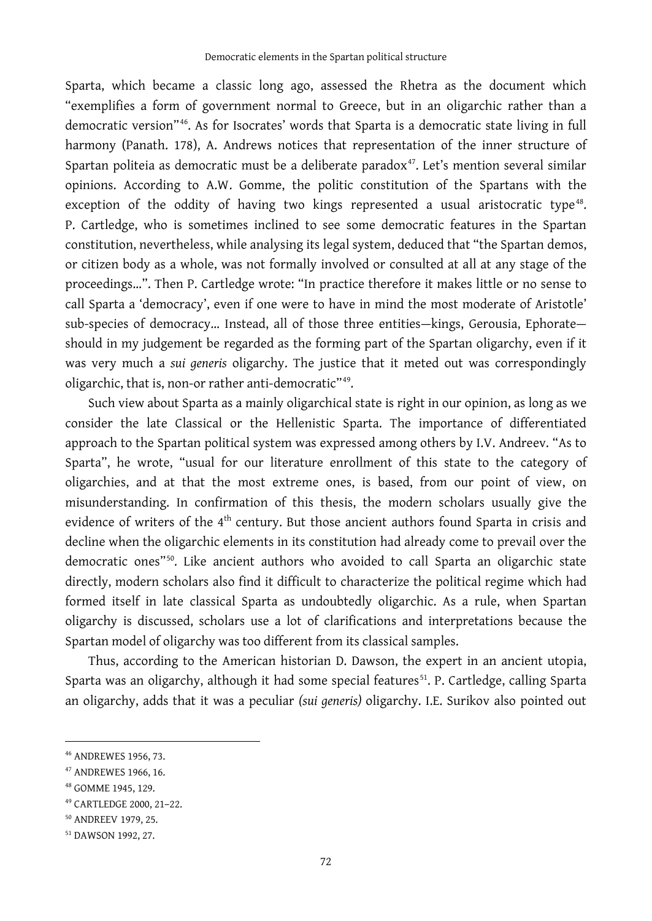Sparta, which became a classic long ago, assessed the Rhetra as the document which "exemplifies a form of government normal to Greece, but in an oligarchic rather than a democratic version"[46]. As for Isocrates' words that Sparta is a democratic state living in full harmony (Panath. 178), A. Andrews notices that representation of the inner structure of Spartan politeia as democratic must be a deliberate paradox[47]. Let's mention several similar opinions. According to A.W. Gomme, the politic constitution of the Spartans with the exception of the oddity of having two kings represented a usual aristocratic type[48]. P. Cartledge, who is sometimes inclined to see some democratic features in the Spartan constitution, nevertheless, while analysing its legal system, deduced that "the Spartan demos, or citizen body as a whole, was not formally involved or consulted at all at any stage of the proceedings…". Then P. Cartledge wrote: "In practice therefore it makes little or no sense to call Sparta a 'democracy', even if one were to have in mind the most moderate of Aristotle' sub-species of democracy… Instead, all of those three entities—kings, Gerousia, Ephorate—should in my judgement be regarded as the forming part of the Spartan oligarchy, even if it was very much a *sui generis* oligarchy. The justice that it meted out was correspondingly oligarchic, that is, non-or rather anti-democratic"[49].

Such view about Sparta as a mainly oligarchical state is right in our opinion, as long as we consider the late Classical or the Hellenistic Sparta. The importance of differentiated approach to the Spartan political system was expressed among others by I.V. Andreev. "As to Sparta", he wrote, "usual for our literature enrollment of this state to the category of oligarchies, and at that the most extreme ones, is based, from our point of view, on misunderstanding. In confirmation of this thesis, the modern scholars usually give the evidence of writers of the 4th century. But those ancient authors found Sparta in crisis and decline when the oligarchic elements in its constitution had already come to prevail over the democratic ones"[50]. Like ancient authors who avoided to call Sparta an oligarchic state directly, modern scholars also find it difficult to characterize the political regime which had formed itself in late classical Sparta as undoubtedly oligarchic. As a rule, when Spartan oligarchy is discussed, scholars use a lot of clarifications and interpretations because the Spartan model of oligarchy was too different from its classical samples.

Thus, according to the American historian D. Dawson, the expert in an ancient utopia, Sparta was an oligarchy, although it had some special features[51]. P. Cartledge, calling Sparta an oligarchy, adds that it was a peculiar *(sui generis)* oligarchy. I.E. Surikov also pointed out

---

[46] ANDREWES 1956, 73.

[47] ANDREWES 1966, 16.

[48] GOMME 1945, 129.

[49] CARTLEDGE 2000, 21–22.

[50] ANDREEV 1979, 25.

[51] DAWSON 1992, 27.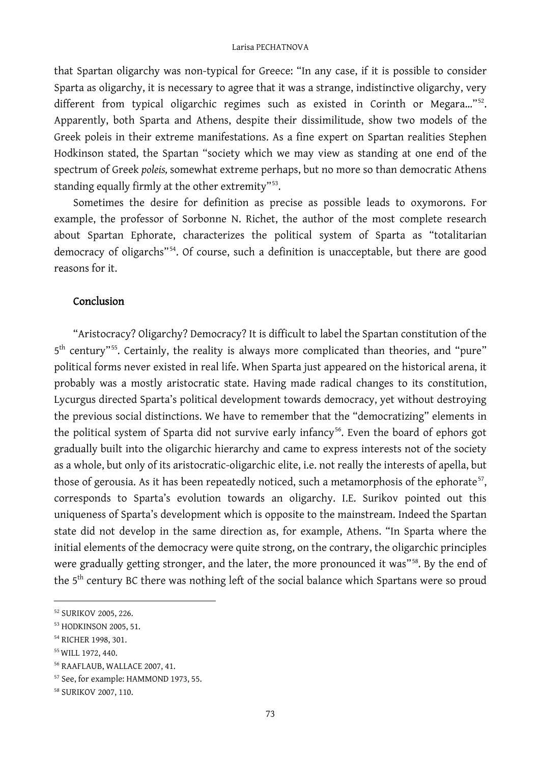that Spartan oligarchy was non-typical for Greece: "In any case, if it is possible to consider Sparta as oligarchy, it is necessary to agree that it was a strange, indistinctive oligarchy, very different from typical oligarchic regimes such as existed in Corinth or Megara…"[52]. Apparently, both Sparta and Athens, despite their dissimilitude, show two models of the Greek poleis in their extreme manifestations. As a fine expert on Spartan realities Stephen Hodkinson stated, the Spartan "society which we may view as standing at one end of the spectrum of Greek *poleis,* somewhat extreme perhaps, but no more so than democratic Athens standing equally firmly at the other extremity"[53].

Sometimes the desire for definition as precise as possible leads to oxymorons. For example, the professor of Sorbonne N. Richet, the author of the most complete research about Spartan Ephorate, characterizes the political system of Sparta as "totalitarian democracy of oligarchs"[54]. Of course, such a definition is unacceptable, but there are good reasons for it.

## Conclusion

"Aristocracy? Oligarchy? Democracy? It is difficult to label the Spartan constitution of the 5th century"[55]. Certainly, the reality is always more complicated than theories, and "pure" political forms never existed in real life. When Sparta just appeared on the historical arena, it probably was a mostly aristocratic state. Having made radical changes to its constitution, Lycurgus directed Sparta's political development towards democracy, yet without destroying the previous social distinctions. We have to remember that the "democratizing" elements in the political system of Sparta did not survive early infancy[56]. Even the board of ephors got gradually built into the oligarchic hierarchy and came to express interests not of the society as a whole, but only of its aristocratic-oligarchic elite, i.e. not really the interests of apella, but those of gerousia. As it has been repeatedly noticed, such a metamorphosis of the ephorate[57], corresponds to Sparta's evolution towards an oligarchy. I.E. Surikov pointed out this uniqueness of Sparta's development which is opposite to the mainstream. Indeed the Spartan state did not develop in the same direction as, for example, Athens. "In Sparta where the initial elements of the democracy were quite strong, on the contrary, the oligarchic principles were gradually getting stronger, and the later, the more pronounced it was"[58]. By the end of the 5th century BC there was nothing left of the social balance which Spartans were so proud

---

[52] SURIKOV 2005, 226.

[53] HODKINSON 2005, 51.

[54] RICHER 1998, 301.

[55] WILL 1972, 440.

[56] RAAFLAUB, WALLACE 2007, 41.

[57] See, for example: HAMMOND 1973, 55.

[58] SURIKOV 2007, 110.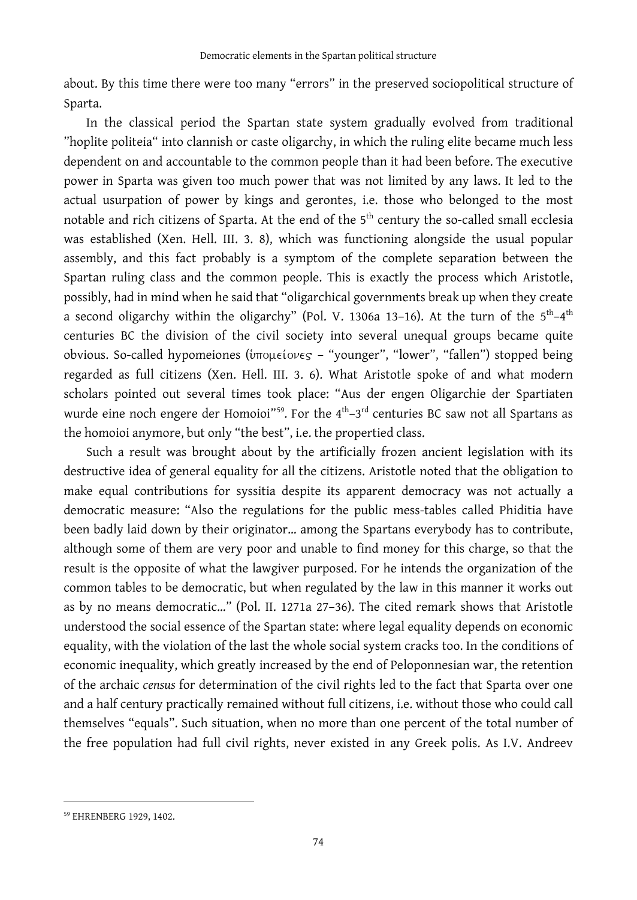about. By this time there were too many "errors" in the preserved sociopolitical structure of Sparta.

In the classical period the Spartan state system gradually evolved from traditional "hoplite politeia" into clannish or caste oligarchy, in which the ruling elite became much less dependent on and accountable to the common people than it had been before. The executive power in Sparta was given too much power that was not limited by any laws. It led to the actual usurpation of power by kings and gerontes, i.e. those who belonged to the most notable and rich citizens of Sparta. At the end of the 5th century the so-called small ecclesia was established (Xen. Hell. III. 3. 8), which was functioning alongside the usual popular assembly, and this fact probably is a symptom of the complete separation between the Spartan ruling class and the common people. This is exactly the process which Aristotle, possibly, had in mind when he said that "oligarchical governments break up when they create a second oligarchy within the oligarchy" (Pol. V. 1306a 13–16). At the turn of the 5th–4th centuries BC the division of the civil society into several unequal groups became quite obvious. So-called hypomeiones (ὑπομείονες – "younger", "lower", "fallen") stopped being regarded as full citizens (Xen. Hell. III. 3. 6). What Aristotle spoke of and what modern scholars pointed out several times took place: "Aus der engen Oligarchie der Spartiaten wurde eine noch engere der Homoioi"[59]. For the 4th–3rd centuries BC saw not all Spartans as the homoioi anymore, but only "the best", i.e. the propertied class.

Such a result was brought about by the artificially frozen ancient legislation with its destructive idea of general equality for all the citizens. Aristotle noted that the obligation to make equal contributions for syssitia despite its apparent democracy was not actually a democratic measure: "Also the regulations for the public mess-tables called Phiditia have been badly laid down by their originator... among the Spartans everybody has to contribute, although some of them are very poor and unable to find money for this charge, so that the result is the opposite of what the lawgiver purposed. For he intends the organization of the common tables to be democratic, but when regulated by the law in this manner it works out as by no means democratic..." (Pol. II. 1271a 27–36). The cited remark shows that Aristotle understood the social essence of the Spartan state: where legal equality depends on economic equality, with the violation of the last the whole social system cracks too. In the conditions of economic inequality, which greatly increased by the end of Peloponnesian war, the retention of the archaic *census* for determination of the civil rights led to the fact that Sparta over one and a half century practically remained without full citizens, i.e. without those who could call themselves "equals". Such situation, when no more than one percent of the total number of the free population had full civil rights, never existed in any Greek polis. As I.V. Andreev

[59] EHRENBERG 1929, 1402.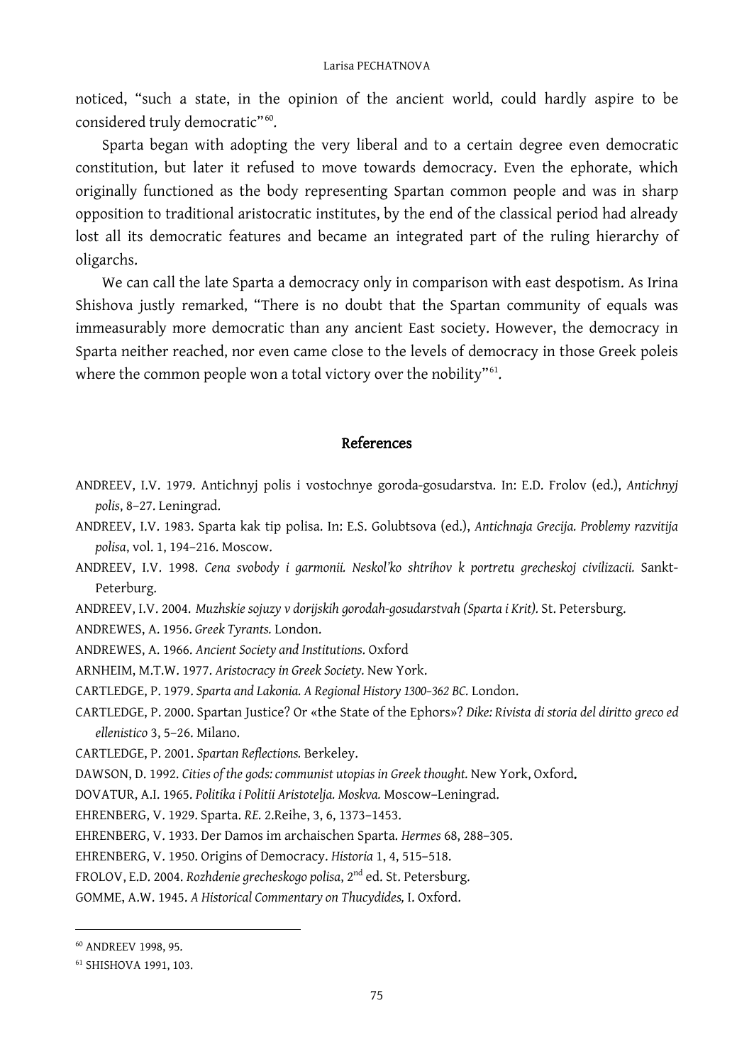noticed, "such a state, in the opinion of the ancient world, could hardly aspire to be considered truly democratic"[60].

Sparta began with adopting the very liberal and to a certain degree even democratic constitution, but later it refused to move towards democracy. Even the ephorate, which originally functioned as the body representing Spartan common people and was in sharp opposition to traditional aristocratic institutes, by the end of the classical period had already lost all its democratic features and became an integrated part of the ruling hierarchy of oligarchs.

We can call the late Sparta a democracy only in comparison with east despotism. As Irina Shishova justly remarked, "There is no doubt that the Spartan community of equals was immeasurably more democratic than any ancient East society. However, the democracy in Sparta neither reached, nor even came close to the levels of democracy in those Greek poleis where the common people won a total victory over the nobility"[61].

## References

ANDREEV, I.V. 1979. Antichnyj polis i vostochnye goroda-gosudarstva. In: E.D. Frolov (ed.), *Antichnyj polis*, 8–27. Leningrad.

ANDREEV, I.V. 1983. Sparta kak tip polisa. In: E.S. Golubtsova (ed.), *Antichnaja Grecija. Problemy razvitija polisa*, vol. 1, 194–216. Moscow.

ANDREEV, I.V. 1998. *Cena svobody i garmonii. Neskol'ko shtrihov k portretu grecheskoj civilizacii.* Sankt-Peterburg.

ANDREEV, I.V. 2004. *Muzhskie sojuzy v dorijskih gorodah-gosudarstvah (Sparta i Krit).* St. Petersburg.

ANDREWES, A. 1956. *Greek Tyrants.* London.

ANDREWES, A. 1966. *Ancient Society and Institutions*. Oxford

ARNHEIM, M.T.W. 1977. *Aristocracy in Greek Society.* New York.

CARTLEDGE, P. 1979. *Sparta and Lakonia. A Regional History 1300–362 BC.* London.

CARTLEDGE, P. 2000. Spartan Justice? Or «the State of the Ephors»? *Dike: Rivista di storia del diritto greco ed ellenistico* 3, 5–26. Milano.

CARTLEDGE, P. 2001. *Spartan Reflections.* Berkeley.

DAWSON, D. 1992. *Cities of the gods: communist utopias in Greek thought.* New York, Oxford.

DOVATUR, A.I. 1965. *Politika i Politii Aristotelja. Moskva.* Moscow–Leningrad.

EHRENBERG, V. 1929. Sparta. *RE.* 2.Reihe, 3, 6, 1373–1453.

EHRENBERG, V. 1933. Der Damos im archaischen Sparta. *Hermes* 68, 288–305.

EHRENBERG, V. 1950. Origins of Democracy. *Historia* 1, 4, 515–518.

FROLOV, E.D. 2004. *Rozhdenie grecheskogo polisa*, 2nd ed. St. Petersburg.

GOMME, A.W. 1945. *A Historical Commentary on Thucydides,* I. Oxford.

---

[60] ANDREEV 1998, 95.

[61] SHISHOVA 1991, 103.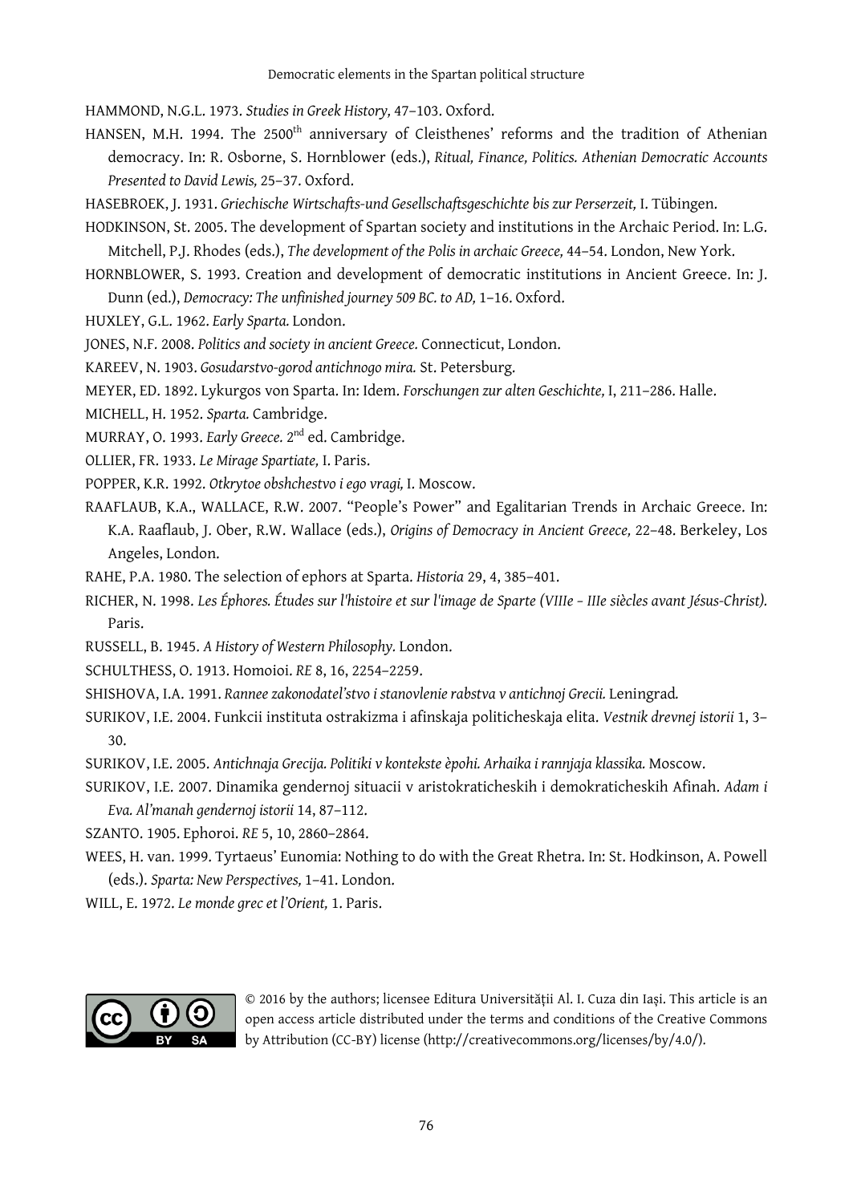HAMMOND, N.G.L. 1973. *Studies in Greek History,* 47–103. Oxford.

HANSEN, M.H. 1994. The 2500th anniversary of Cleisthenes' reforms and the tradition of Athenian democracy. In: R. Osborne, S. Hornblower (eds.), *Ritual, Finance, Politics. Athenian Democratic Accounts Presented to David Lewis,* 25–37. Oxford.

HASEBROEK, J. 1931. *Griechische Wirtschafts-und Gesellschaftsgeschichte bis zur Perserzeit,* I. Tübingen.

HODKINSON, St. 2005. The development of Spartan society and institutions in the Archaic Period. In: L.G. Mitchell, P.J. Rhodes (eds.), *The development of the Polis in archaic Greece,* 44–54. London, New York.

HORNBLOWER, S. 1993. Creation and development of democratic institutions in Ancient Greece. In: J. Dunn (ed.), *Democracy: The unfinished journey 509 BC. to AD,* 1–16. Oxford.

HUXLEY, G.L. 1962. *Early Sparta.* London.

JONES, N.F. 2008. *Politics and society in ancient Greece.* Connecticut, London.

KAREEV, N. 1903. *Gosudarstvo-gorod antichnogo mira.* St. Petersburg.

MEYER, ED. 1892. Lykurgos von Sparta. In: Idem. *Forschungen zur alten Geschichte,* I, 211–286. Halle.

MICHELL, H. 1952. *Sparta.* Cambridge.

MURRAY, O. 1993. *Early Greece.* 2nd ed. Cambridge.

OLLIER, FR. 1933. *Le Mirage Spartiate,* I. Paris.

POPPER, K.R. 1992. *Otkrytoe obshchestvo i ego vragi,* I. Moscow.

RAAFLAUB, K.A., WALLACE, R.W. 2007. "People's Power" and Egalitarian Trends in Archaic Greece. In: K.A. Raaflaub, J. Ober, R.W. Wallace (eds.), *Origins of Democracy in Ancient Greece,* 22–48. Berkeley, Los Angeles, London.

RAHE, P.A. 1980. The selection of ephors at Sparta. *Historia* 29, 4, 385–401.

RICHER, N. 1998. *Les Éphores. Études sur l'histoire et sur l'image de Sparte (VIIIe - IIIe siècles avant Jésus-Christ).* Paris.

RUSSELL, B. 1945. *A History of Western Philosophy.* London.

SCHULTHESS, O. 1913. Homoioi. *RE* 8, 16, 2254–2259.

SHISHOVA, I.A. 1991. *Rannee zakonodatel'stvo i stanovlenie rabstva v antichnoj Grecii.* Leningrad.

SURIKOV, I.E. 2004. Funkcii instituta ostrakizma i afinskaja politicheskaja elita. *Vestnik drevnej istorii* 1, 3–30.

SURIKOV, I.E. 2005. *Antichnaja Grecija. Politiki v kontekste èpohi. Arhaika i rannjaja klassika.* Moscow.

SURIKOV, I.E. 2007. Dinamika gendernoj situacii v aristokraticheskih i demokraticheskih Afinah. *Adam i Eva. Al'manah gendernoj istorii* 14, 87–112.

SZANTO. 1905. Ephoroi. *RE* 5, 10, 2860–2864.

WEES, H. van. 1999. Tyrtaeus' Eunomia: Nothing to do with the Great Rhetra. In: St. Hodkinson, A. Powell (eds.). *Sparta: New Perspectives,* 1–41. London.

WILL, E. 1972. *Le monde grec et l'Orient,* 1. Paris.

© 2016 by the authors; licensee Editura Universității Al. I. Cuza din Iași. This article is an open access article distributed under the terms and conditions of the Creative Commons by Attribution (CC-BY) license (http://creativecommons.org/licenses/by/4.0/).